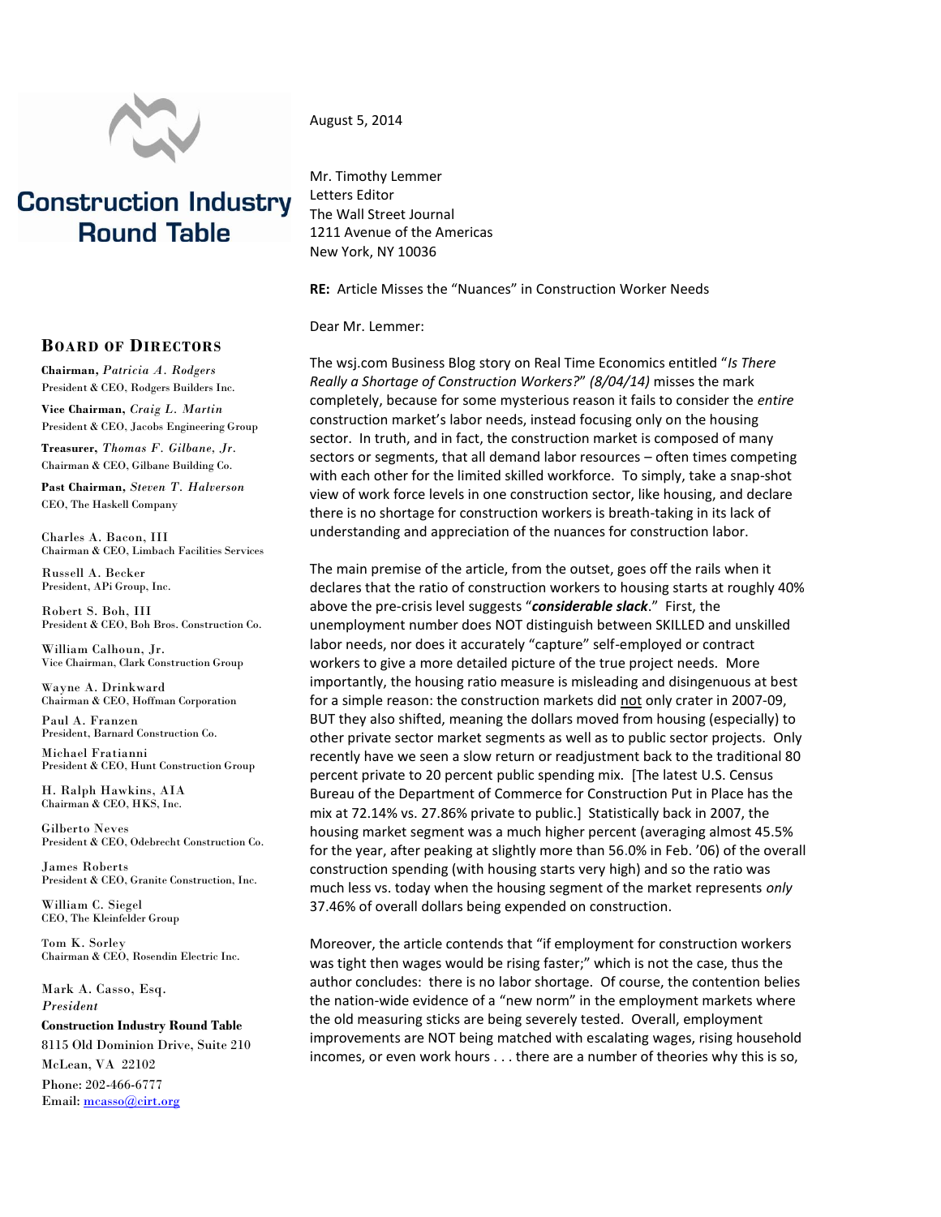# Construction Industry Round Table

## Board of Directors

**Chairman,** *Patricia A. Rodgers*
President & CEO, Rodgers Builders Inc.

**Vice Chairman,** *Craig L. Martin*
President & CEO, Jacobs Engineering Group

**Treasurer,** *Thomas F. Gilbane, Jr.*
Chairman & CEO, Gilbane Building Co.

**Past Chairman,** *Steven T. Halverson*
CEO, The Haskell Company

Charles A. Bacon, III
Chairman & CEO, Limbach Facilities Services

Russell A. Becker
President, APi Group, Inc.

Robert S. Boh, III
President & CEO, Boh Bros. Construction Co.

William Calhoun, Jr.
Vice Chairman, Clark Construction Group

Wayne A. Drinkward
Chairman & CEO, Hoffman Corporation

Paul A. Franzen
President, Barnard Construction Co.

Michael Fratianni
President & CEO, Hunt Construction Group

H. Ralph Hawkins, AIA
Chairman & CEO, HKS, Inc.

Gilberto Neves
President & CEO, Odebrecht Construction Co.

James Roberts
President & CEO, Granite Construction, Inc.

William C. Siegel
CEO, The Kleinfelder Group

Tom K. Sorley
Chairman & CEO, Rosendin Electric Inc.

Mark A. Casso, Esq.
*President*

**Construction Industry Round Table**
8115 Old Dominion Drive, Suite 210
McLean, VA 22102
Phone: 202-466-6777
Email: mcasso@cirt.org

---

August 5, 2014

Mr. Timothy Lemmer
Letters Editor
The Wall Street Journal
1211 Avenue of the Americas
New York, NY 10036

**RE:** Article Misses the "Nuances" in Construction Worker Needs

Dear Mr. Lemmer:

The wsj.com Business Blog story on Real Time Economics entitled "*Is There Really a Shortage of Construction Workers?*" *(8/04/14)* misses the mark completely, because for some mysterious reason it fails to consider the *entire* construction market's labor needs, instead focusing only on the housing sector. In truth, and in fact, the construction market is composed of many sectors or segments, that all demand labor resources – often times competing with each other for the limited skilled workforce. To simply, take a snap-shot view of work force levels in one construction sector, like housing, and declare there is no shortage for construction workers is breath-taking in its lack of understanding and appreciation of the nuances for construction labor.

The main premise of the article, from the outset, goes off the rails when it declares that the ratio of construction workers to housing starts at roughly 40% above the pre-crisis level suggests "***considerable slack***." First, the unemployment number does NOT distinguish between SKILLED and unskilled labor needs, nor does it accurately "capture" self-employed or contract workers to give a more detailed picture of the true project needs. More importantly, the housing ratio measure is misleading and disingenuous at best for a simple reason: the construction markets did not only crater in 2007-09, BUT they also shifted, meaning the dollars moved from housing (especially) to other private sector market segments as well as to public sector projects. Only recently have we seen a slow return or readjustment back to the traditional 80 percent private to 20 percent public spending mix. [The latest U.S. Census Bureau of the Department of Commerce for Construction Put in Place has the mix at 72.14% vs. 27.86% private to public.] Statistically back in 2007, the housing market segment was a much higher percent (averaging almost 45.5% for the year, after peaking at slightly more than 56.0% in Feb. '06) of the overall construction spending (with housing starts very high) and so the ratio was much less vs. today when the housing segment of the market represents *only* 37.46% of overall dollars being expended on construction.

Moreover, the article contends that "if employment for construction workers was tight then wages would be rising faster;" which is not the case, thus the author concludes: there is no labor shortage. Of course, the contention belies the nation-wide evidence of a "new norm" in the employment markets where the old measuring sticks are being severely tested. Overall, employment improvements are NOT being matched with escalating wages, rising household incomes, or even work hours . . . there are a number of theories why this is so,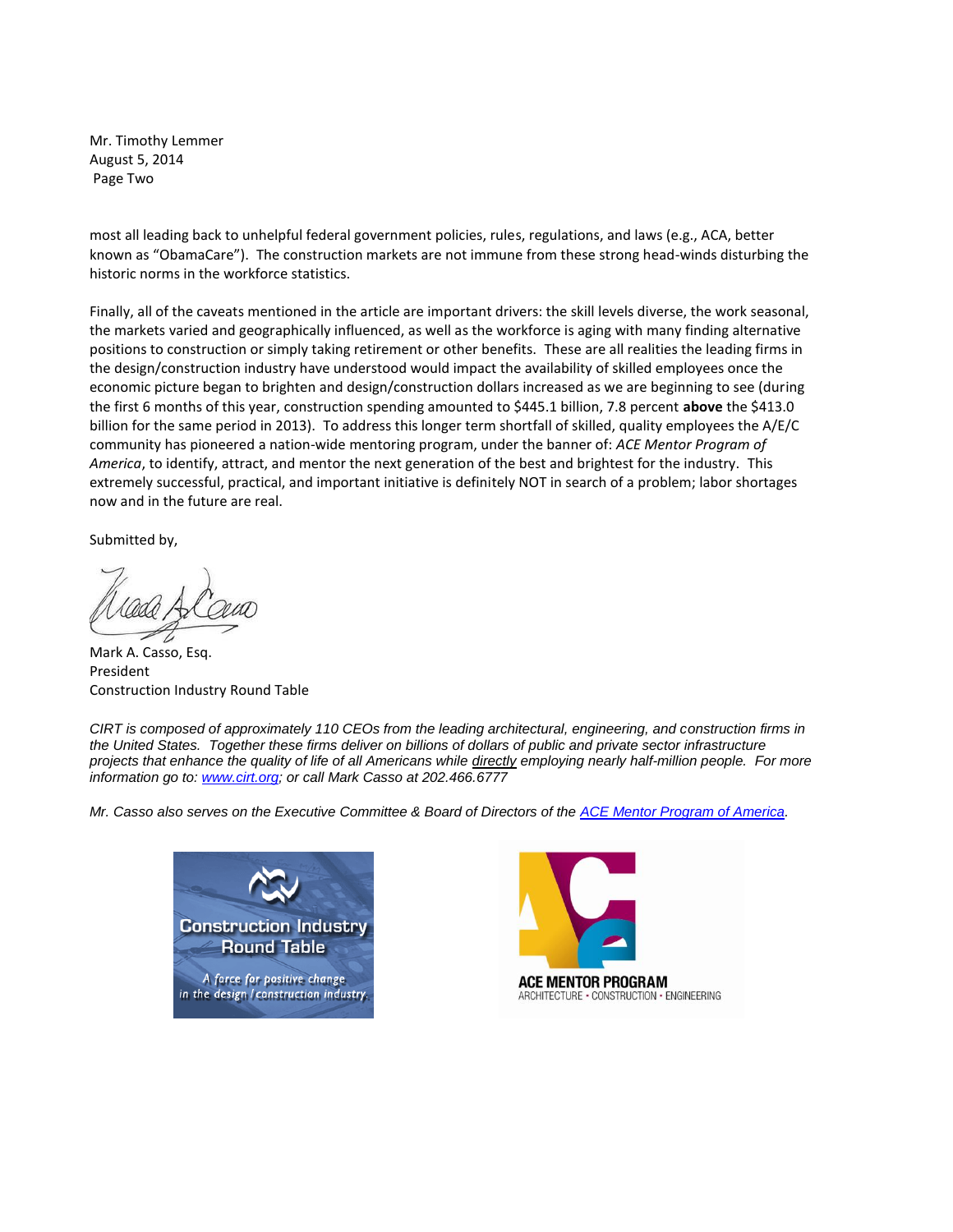Mr. Timothy Lemmer
August 5, 2014
Page Two

most all leading back to unhelpful federal government policies, rules, regulations, and laws (e.g., ACA, better known as "ObamaCare"). The construction markets are not immune from these strong head-winds disturbing the historic norms in the workforce statistics.

Finally, all of the caveats mentioned in the article are important drivers: the skill levels diverse, the work seasonal, the markets varied and geographically influenced, as well as the workforce is aging with many finding alternative positions to construction or simply taking retirement or other benefits. These are all realities the leading firms in the design/construction industry have understood would impact the availability of skilled employees once the economic picture began to brighten and design/construction dollars increased as we are beginning to see (during the first 6 months of this year, construction spending amounted to $445.1 billion, 7.8 percent **above** the $413.0 billion for the same period in 2013). To address this longer term shortfall of skilled, quality employees the A/E/C community has pioneered a nation-wide mentoring program, under the banner of: *ACE Mentor Program of America*, to identify, attract, and mentor the next generation of the best and brightest for the industry. This extremely successful, practical, and important initiative is definitely NOT in search of a problem; labor shortages now and in the future are real.

Submitted by,

Mark A. Casso, Esq.
President
Construction Industry Round Table

*CIRT is composed of approximately 110 CEOs from the leading architectural, engineering, and construction firms in the United States. Together these firms deliver on billions of dollars of public and private sector infrastructure projects that enhance the quality of life of all Americans while directly employing nearly half-million people. For more information go to: www.cirt.org; or call Mark Casso at 202.466.6777*

*Mr. Casso also serves on the Executive Committee & Board of Directors of the ACE Mentor Program of America.*

Construction Industry Round Table
A force for positive change in the design/construction industry.

ACE MENTOR PROGRAM
ARCHITECTURE • CONSTRUCTION • ENGINEERING